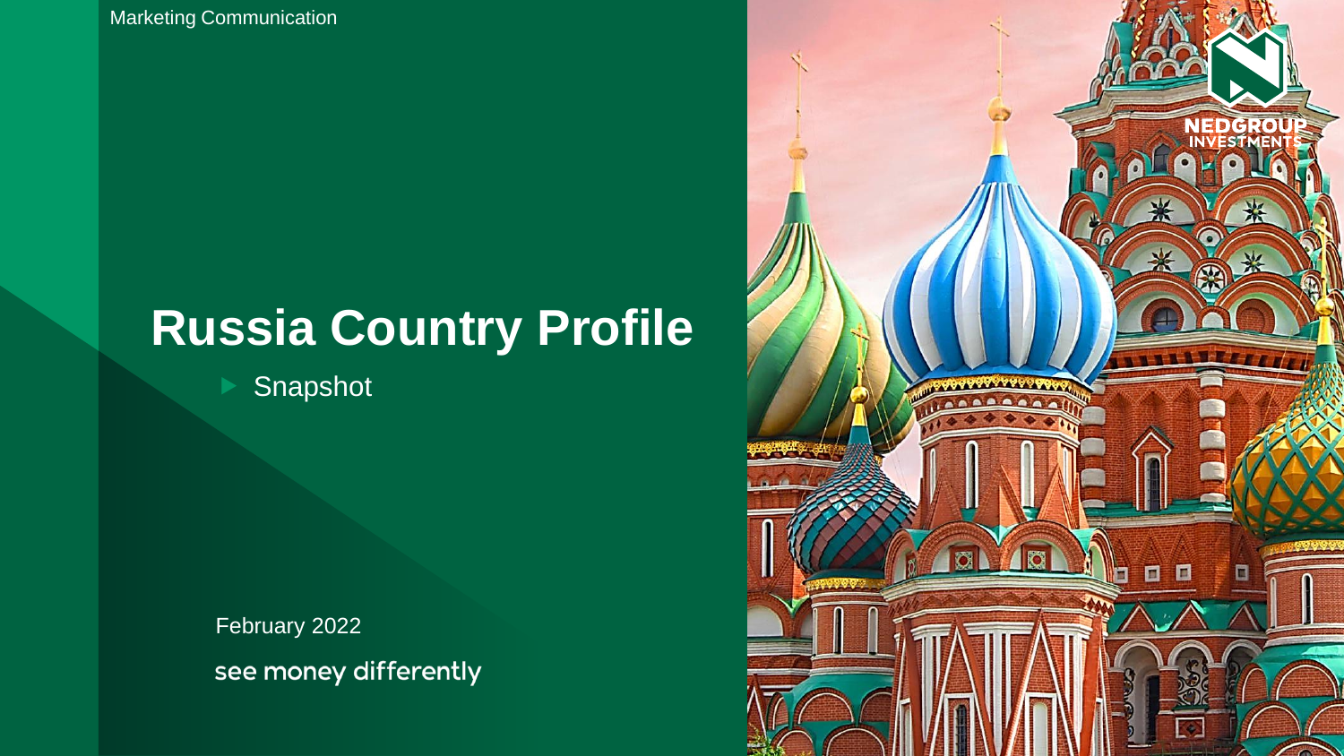Marketing Communication

# Russia Country Profile

- Snapshot

February 2022

see money differently

NEDGROUP INVESTMENTS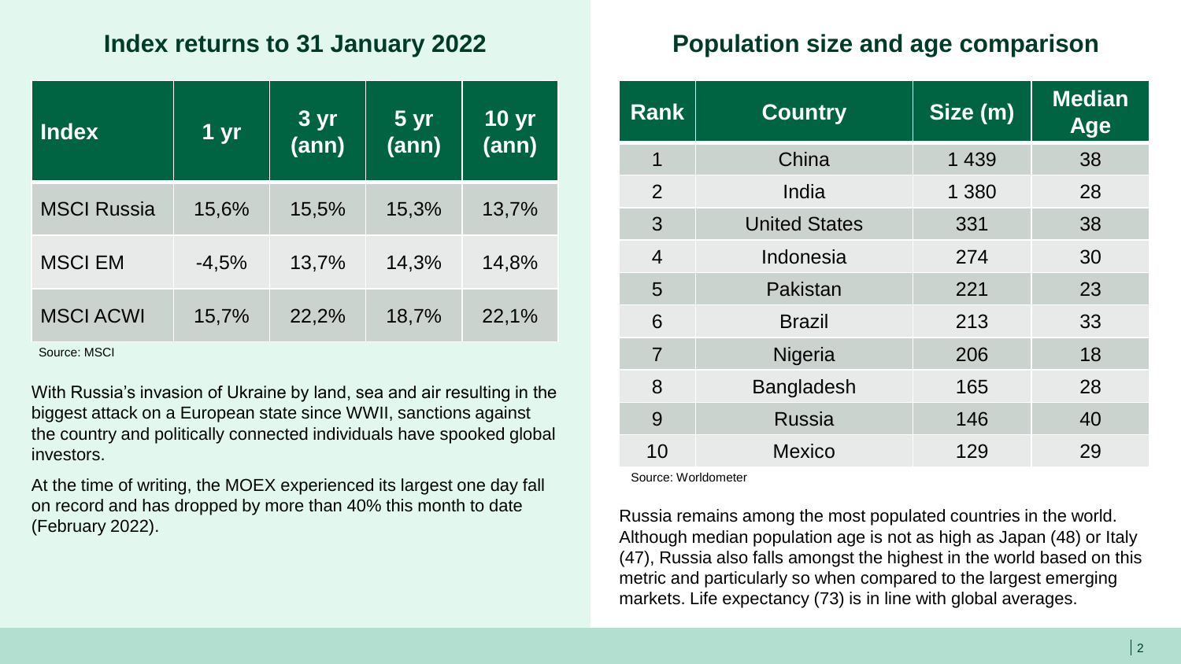## Index returns to 31 January 2022

| Index | 1 yr | 3 yr (ann) | 5 yr (ann) | 10 yr (ann) |
|---|---|---|---|---|
| MSCI Russia | 15,6% | 15,5% | 15,3% | 13,7% |
| MSCI EM | -4,5% | 13,7% | 14,3% | 14,8% |
| MSCI ACWI | 15,7% | 22,2% | 18,7% | 22,1% |

Source: MSCI

With Russia's invasion of Ukraine by land, sea and air resulting in the biggest attack on a European state since WWII, sanctions against the country and politically connected individuals have spooked global investors.

At the time of writing, the MOEX experienced its largest one day fall on record and has dropped by more than 40% this month to date (February 2022).

## Population size and age comparison

| Rank | Country | Size (m) | Median Age |
|---|---|---|---|
| 1 | China | 1 439 | 38 |
| 2 | India | 1 380 | 28 |
| 3 | United States | 331 | 38 |
| 4 | Indonesia | 274 | 30 |
| 5 | Pakistan | 221 | 23 |
| 6 | Brazil | 213 | 33 |
| 7 | Nigeria | 206 | 18 |
| 8 | Bangladesh | 165 | 28 |
| 9 | Russia | 146 | 40 |
| 10 | Mexico | 129 | 29 |

Source: Worldometer

Russia remains among the most populated countries in the world. Although median population age is not as high as Japan (48) or Italy (47), Russia also falls amongst the highest in the world based on this metric and particularly so when compared to the largest emerging markets. Life expectancy (73) is in line with global averages.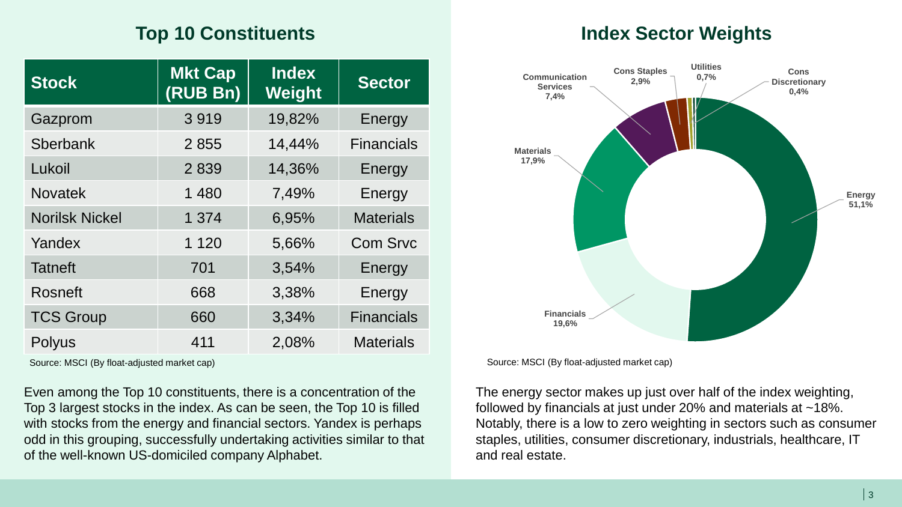## Top 10 Constituents

| Stock | Mkt Cap (RUB Bn) | Index Weight | Sector |
|---|---|---|---|
| Gazprom | 3 919 | 19,82% | Energy |
| Sberbank | 2 855 | 14,44% | Financials |
| Lukoil | 2 839 | 14,36% | Energy |
| Novatek | 1 480 | 7,49% | Energy |
| Norilsk Nickel | 1 374 | 6,95% | Materials |
| Yandex | 1 120 | 5,66% | Com Srvc |
| Tatneft | 701 | 3,54% | Energy |
| Rosneft | 668 | 3,38% | Energy |
| TCS Group | 660 | 3,34% | Financials |
| Polyus | 411 | 2,08% | Materials |

Source: MSCI (By float-adjusted market cap)

Even among the Top 10 constituents, there is a concentration of the Top 3 largest stocks in the index. As can be seen, the Top 10 is filled with stocks from the energy and financial sectors. Yandex is perhaps odd in this grouping, successfully undertaking activities similar to that of the well-known US-domiciled company Alphabet.

## Index Sector Weights

| Sector | Weight |
|---|---|
| Energy | 51,1% |
| Financials | 19,6% |
| Materials | 17,9% |
| Communication Services | 7,4% |
| Cons Staples | 2,9% |
| Utilities | 0,7% |
| Cons Discretionary | 0,4% |

Source: MSCI (By float-adjusted market cap)

The energy sector makes up just over half of the index weighting, followed by financials at just under 20% and materials at ~18%. Notably, there is a low to zero weighting in sectors such as consumer staples, utilities, consumer discretionary, industrials, healthcare, IT and real estate.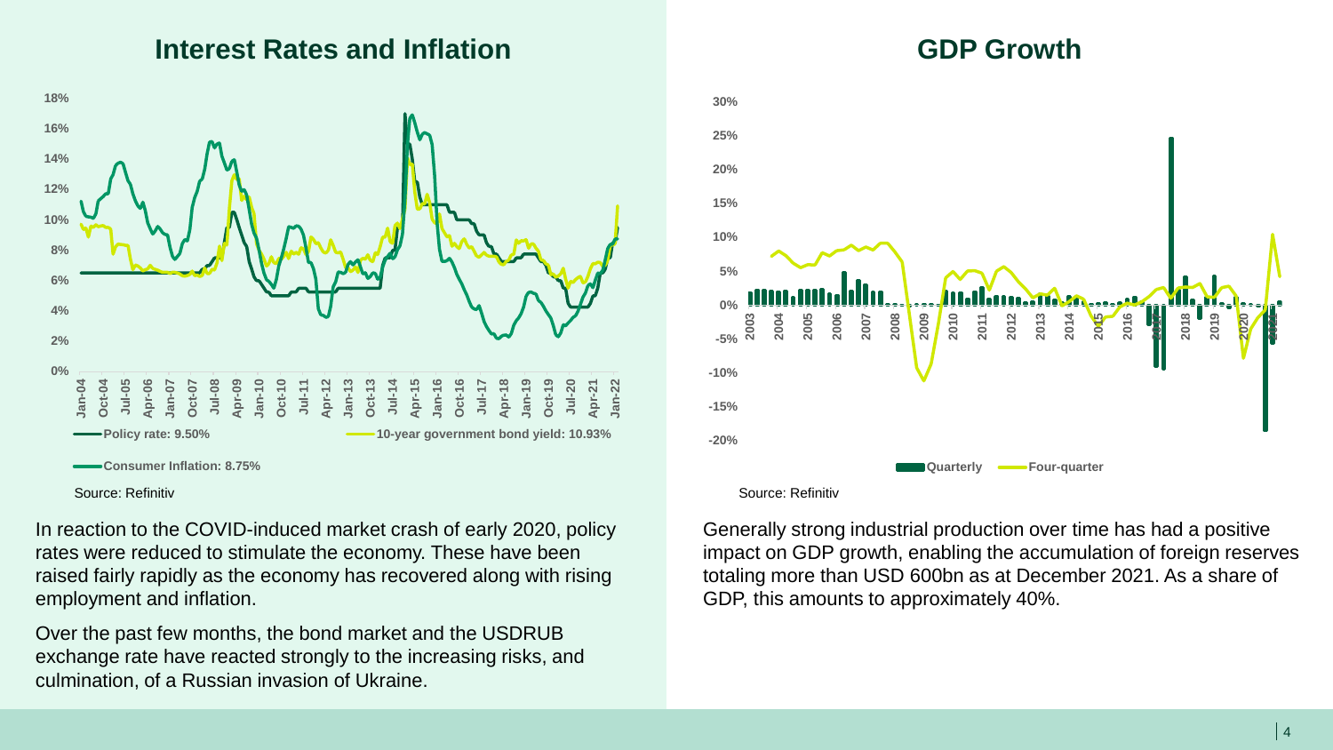## Interest Rates and Inflation

Policy rate: 9.50%

10-year government bond yield: 10.93%

Consumer Inflation: 8.75%

Source: Refinitiv

In reaction to the COVID-induced market crash of early 2020, policy rates were reduced to stimulate the economy. These have been raised fairly rapidly as the economy has recovered along with rising employment and inflation.

Over the past few months, the bond market and the USDRUB exchange rate have reacted strongly to the increasing risks, and culmination, of a Russian invasion of Ukraine.

## GDP Growth

Quarterly | Four-quarter

Source: Refinitiv

Generally strong industrial production over time has had a positive impact on GDP growth, enabling the accumulation of foreign reserves totaling more than USD 600bn as at December 2021. As a share of GDP, this amounts to approximately 40%.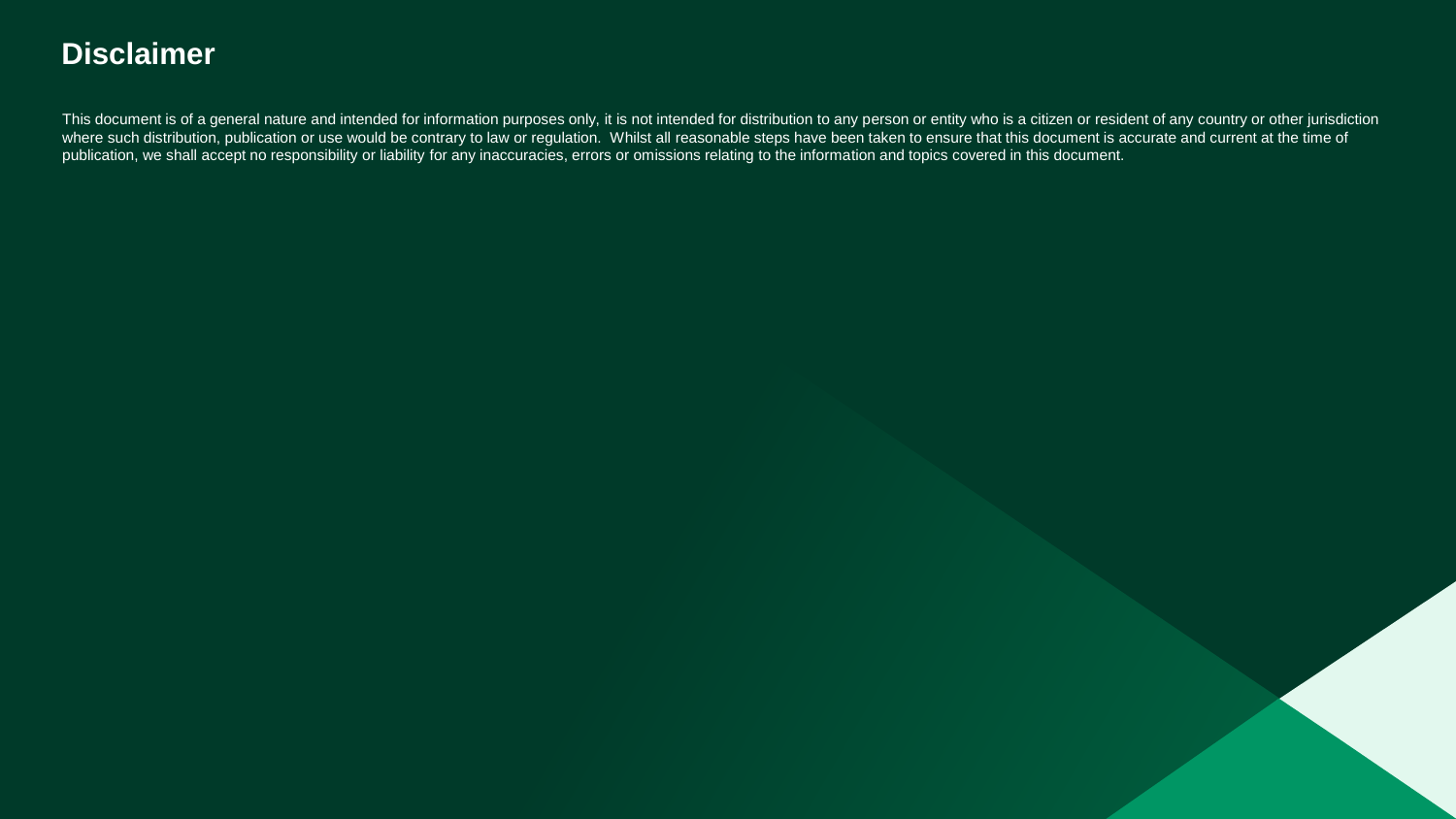# Disclaimer

This document is of a general nature and intended for information purposes only, it is not intended for distribution to any person or entity who is a citizen or resident of any country or other jurisdiction where such distribution, publication or use would be contrary to law or regulation.  Whilst all reasonable steps have been taken to ensure that this document is accurate and current at the time of publication, we shall accept no responsibility or liability for any inaccuracies, errors or omissions relating to the information and topics covered in this document.